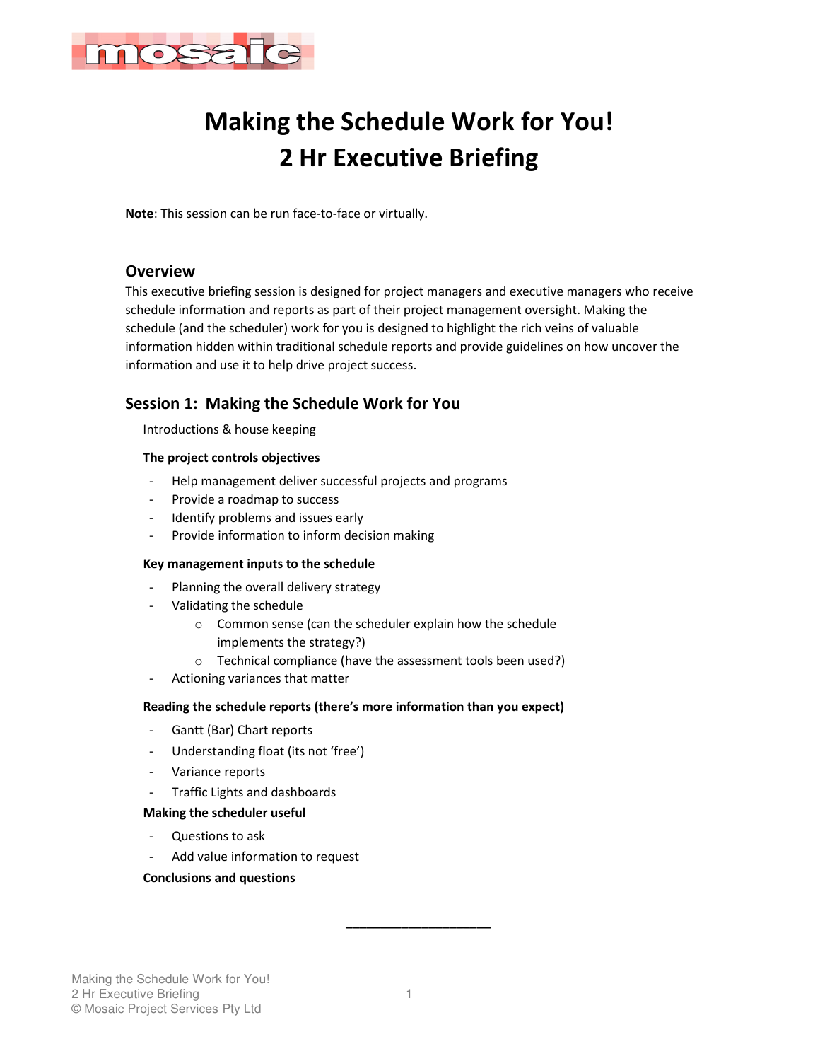# Making the Schedule Work for You!
# 2 Hr Executive Briefing

**Note**: This session can be run face-to-face or virtually.

## Overview

This executive briefing session is designed for project managers and executive managers who receive schedule information and reports as part of their project management oversight. Making the schedule (and the scheduler) work for you is designed to highlight the rich veins of valuable information hidden within traditional schedule reports and provide guidelines on how uncover the information and use it to help drive project success.

## Session 1: Making the Schedule Work for You

Introductions & house keeping

**The project controls objectives**

- Help management deliver successful projects and programs
- Provide a roadmap to success
- Identify problems and issues early
- Provide information to inform decision making

**Key management inputs to the schedule**

- Planning the overall delivery strategy
- Validating the schedule
  - Common sense (can the scheduler explain how the schedule implements the strategy?)
  - Technical compliance (have the assessment tools been used?)
- Actioning variances that matter

**Reading the schedule reports (there's more information than you expect)**

- Gantt (Bar) Chart reports
- Understanding float (its not 'free')
- Variance reports
- Traffic Lights and dashboards

**Making the scheduler useful**

- Questions to ask
- Add value information to request

**Conclusions and questions**

\_\_\_\_\_\_\_\_\_\_\_\_\_\_\_\_\_\_\_\_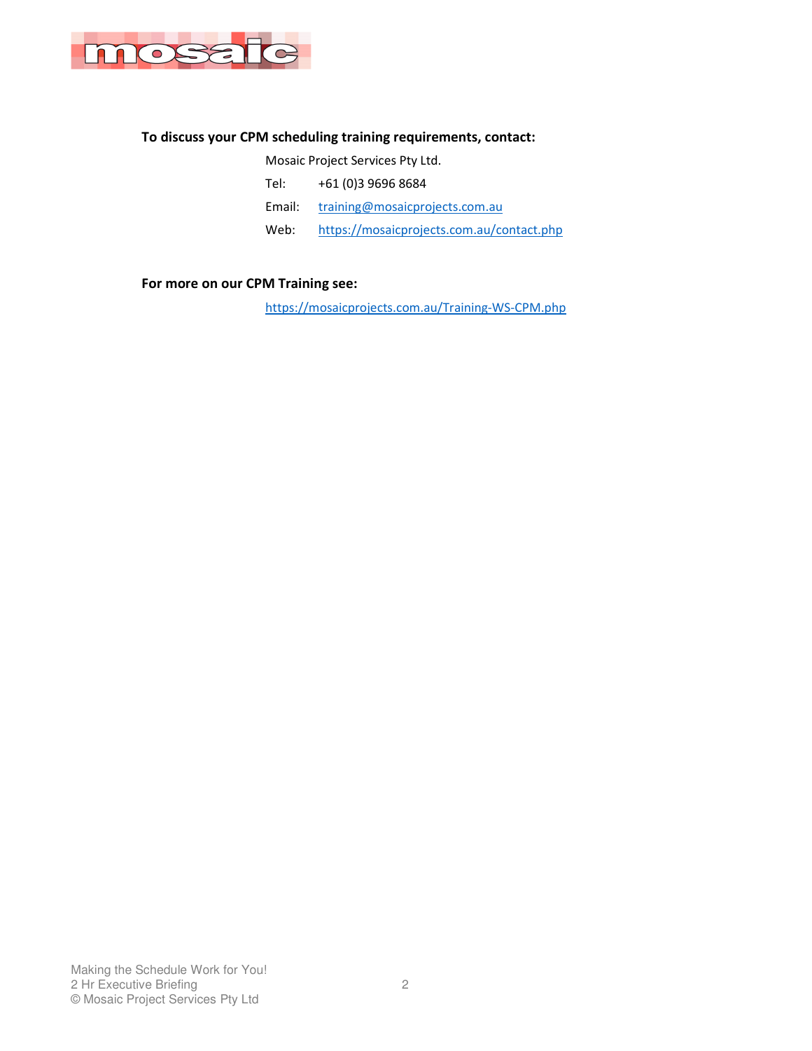**To discuss your CPM scheduling training requirements, contact:**

Mosaic Project Services Pty Ltd.

Tel: +61 (0)3 9696 8684

Email: training@mosaicprojects.com.au

Web: https://mosaicprojects.com.au/contact.php

**For more on our CPM Training see:**

https://mosaicprojects.com.au/Training-WS-CPM.php